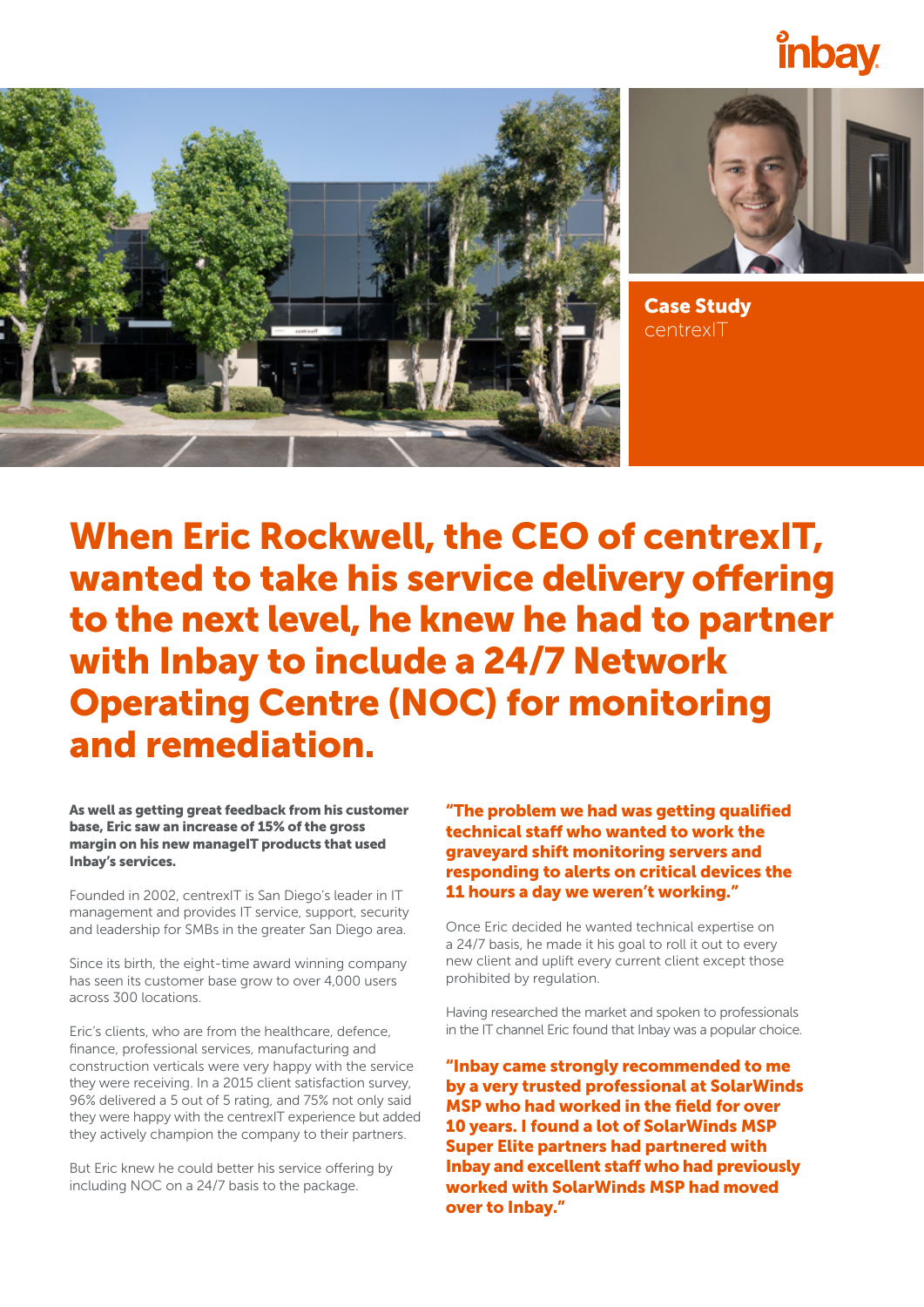inbay

**Case Study**
centrexIT

# When Eric Rockwell, the CEO of centrexIT, wanted to take his service delivery offering to the next level, he knew he had to partner with Inbay to include a 24/7 Network Operating Centre (NOC) for monitoring and remediation.

**As well as getting great feedback from his customer base, Eric saw an increase of 15% of the gross margin on his new manageIT products that used Inbay's services.**

Founded in 2002, centrexIT is San Diego's leader in IT management and provides IT service, support, security and leadership for SMBs in the greater San Diego area.

Since its birth, the eight-time award winning company has seen its customer base grow to over 4,000 users across 300 locations.

Eric's clients, who are from the healthcare, defence, finance, professional services, manufacturing and construction verticals were very happy with the service they were receiving. In a 2015 client satisfaction survey, 96% delivered a 5 out of 5 rating, and 75% not only said they were happy with the centrexIT experience but added they actively champion the company to their partners.

But Eric knew he could better his service offering by including NOC on a 24/7 basis to the package.

**"The problem we had was getting qualified technical staff who wanted to work the graveyard shift monitoring servers and responding to alerts on critical devices the 11 hours a day we weren't working."**

Once Eric decided he wanted technical expertise on a 24/7 basis, he made it his goal to roll it out to every new client and uplift every current client except those prohibited by regulation.

Having researched the market and spoken to professionals in the IT channel Eric found that Inbay was a popular choice.

**"Inbay came strongly recommended to me by a very trusted professional at SolarWinds MSP who had worked in the field for over 10 years. I found a lot of SolarWinds MSP Super Elite partners had partnered with Inbay and excellent staff who had previously worked with SolarWinds MSP had moved over to Inbay."**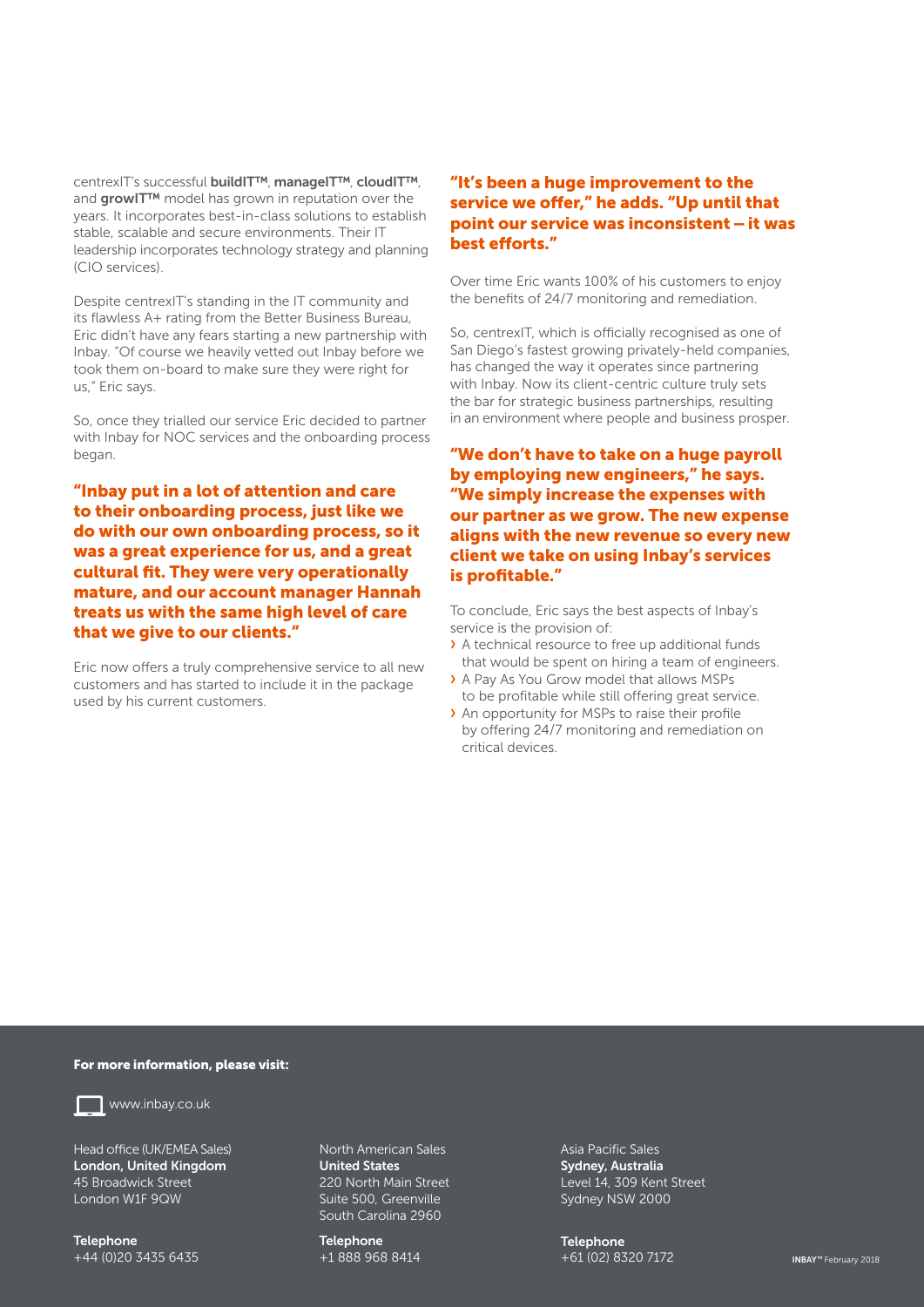centrexIT's successful **buildIT™**, **manageIT™**, **cloudIT™**, and **growIT™** model has grown in reputation over the years. It incorporates best-in-class solutions to establish stable, scalable and secure environments. Their IT leadership incorporates technology strategy and planning (CIO services).

Despite centrexIT's standing in the IT community and its flawless A+ rating from the Better Business Bureau, Eric didn't have any fears starting a new partnership with Inbay. "Of course we heavily vetted out Inbay before we took them on-board to make sure they were right for us," Eric says.

So, once they trialled our service Eric decided to partner with Inbay for NOC services and the onboarding process began.

**"Inbay put in a lot of attention and care to their onboarding process, just like we do with our own onboarding process, so it was a great experience for us, and a great cultural fit. They were very operationally mature, and our account manager Hannah treats us with the same high level of care that we give to our clients."**

Eric now offers a truly comprehensive service to all new customers and has started to include it in the package used by his current customers.

**"It's been a huge improvement to the service we offer," he adds. "Up until that point our service was inconsistent – it was best efforts."**

Over time Eric wants 100% of his customers to enjoy the benefits of 24/7 monitoring and remediation.

So, centrexIT, which is officially recognised as one of San Diego's fastest growing privately-held companies, has changed the way it operates since partnering with Inbay. Now its client-centric culture truly sets the bar for strategic business partnerships, resulting in an environment where people and business prosper.

**"We don't have to take on a huge payroll by employing new engineers," he says. "We simply increase the expenses with our partner as we grow. The new expense aligns with the new revenue so every new client we take on using Inbay's services is profitable."**

To conclude, Eric says the best aspects of Inbay's service is the provision of:

- A technical resource to free up additional funds that would be spent on hiring a team of engineers.
- A Pay As You Grow model that allows MSPs to be profitable while still offering great service.
- An opportunity for MSPs to raise their profile by offering 24/7 monitoring and remediation on critical devices.

**For more information, please visit:**

www.inbay.co.uk

Head office (UK/EMEA Sales)
**London, United Kingdom**
45 Broadwick Street
London W1F 9QW

**Telephone**
+44 (0)20 3435 6435

North American Sales
**United States**
220 North Main Street
Suite 500, Greenville
South Carolina 2960

**Telephone**
+1 888 968 8414

Asia Pacific Sales
**Sydney, Australia**
Level 14, 309 Kent Street
Sydney NSW 2000

**Telephone**
+61 (02) 8320 7172

**INBAY™** February 2018